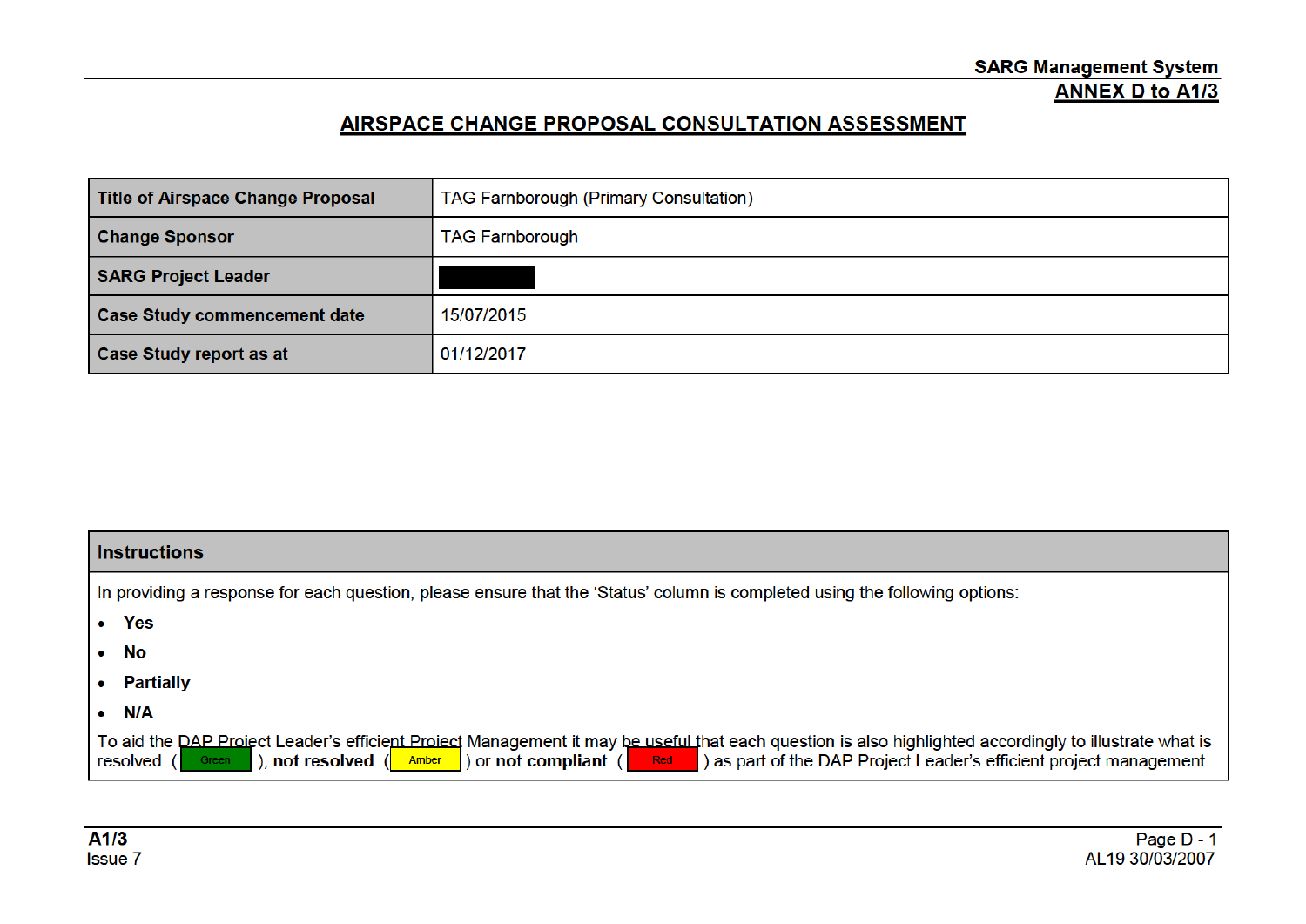# AIRSPACE CHANGE PROPOSAL CONSULTATION ASSESSMENT

| Title of Airspace Change Proposal | TAG Farnborough (Primary Consultation) |
|---|---|
| Change Sponsor | TAG Farnborough |
| SARG Project Leader | ███████ |
| Case Study commencement date | 15/07/2015 |
| Case Study report as at | 01/12/2017 |

| Instructions |
|---|
| In providing a response for each question, please ensure that the 'Status' column is completed using the following options:<br>• **Yes**<br>• **No**<br>• **Partially**<br>• **N/A**<br>To aid the DAP Project Leader's efficient Project Management it may be useful that each question is also highlighted accordingly to illustrate what is resolved ( Green ), **not resolved** ( Amber ) or **not compliant** ( Red ) as part of the DAP Project Leader's efficient project management. |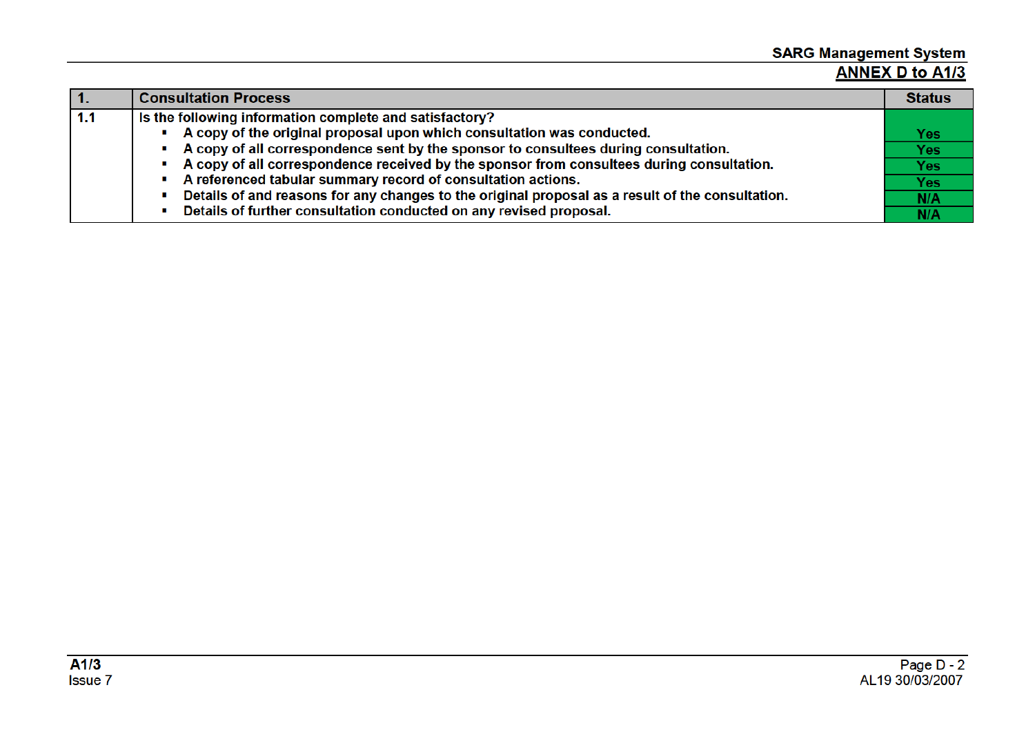| 1. | Consultation Process | Status |
|---|---|---|
| 1.1 | Is the following information complete and satisfactory? | |
| | ▪ A copy of the original proposal upon which consultation was conducted. | Yes |
| | ▪ A copy of all correspondence sent by the sponsor to consultees during consultation. | Yes |
| | ▪ A copy of all correspondence received by the sponsor from consultees during consultation. | Yes |
| | ▪ A referenced tabular summary record of consultation actions. | Yes |
| | ▪ Details of and reasons for any changes to the original proposal as a result of the consultation. | N/A |
| | ▪ Details of further consultation conducted on any revised proposal. | N/A |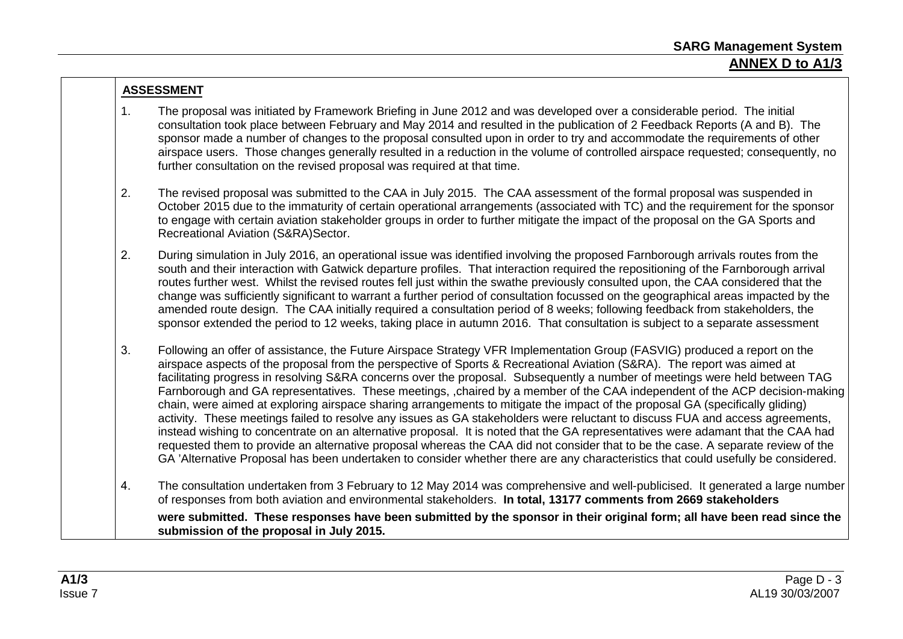**ASSESSMENT**

1. The proposal was initiated by Framework Briefing in June 2012 and was developed over a considerable period. The initial consultation took place between February and May 2014 and resulted in the publication of 2 Feedback Reports (A and B). The sponsor made a number of changes to the proposal consulted upon in order to try and accommodate the requirements of other airspace users. Those changes generally resulted in a reduction in the volume of controlled airspace requested; consequently, no further consultation on the revised proposal was required at that time.

2. The revised proposal was submitted to the CAA in July 2015. The CAA assessment of the formal proposal was suspended in October 2015 due to the immaturity of certain operational arrangements (associated with TC) and the requirement for the sponsor to engage with certain aviation stakeholder groups in order to further mitigate the impact of the proposal on the GA Sports and Recreational Aviation (S&RA)Sector.

2. During simulation in July 2016, an operational issue was identified involving the proposed Farnborough arrivals routes from the south and their interaction with Gatwick departure profiles. That interaction required the repositioning of the Farnborough arrival routes further west. Whilst the revised routes fell just within the swathe previously consulted upon, the CAA considered that the change was sufficiently significant to warrant a further period of consultation focussed on the geographical areas impacted by the amended route design. The CAA initially required a consultation period of 8 weeks; following feedback from stakeholders, the sponsor extended the period to 12 weeks, taking place in autumn 2016. That consultation is subject to a separate assessment

3. Following an offer of assistance, the Future Airspace Strategy VFR Implementation Group (FASVIG) produced a report on the airspace aspects of the proposal from the perspective of Sports & Recreational Aviation (S&RA). The report was aimed at facilitating progress in resolving S&RA concerns over the proposal. Subsequently a number of meetings were held between TAG Farnborough and GA representatives. These meetings, ,chaired by a member of the CAA independent of the ACP decision-making chain, were aimed at exploring airspace sharing arrangements to mitigate the impact of the proposal GA (specifically gliding) activity. These meetings failed to resolve any issues as GA stakeholders were reluctant to discuss FUA and access agreements, instead wishing to concentrate on an alternative proposal. It is noted that the GA representatives were adamant that the CAA had requested them to provide an alternative proposal whereas the CAA did not consider that to be the case. A separate review of the GA 'Alternative Proposal has been undertaken to consider whether there are any characteristics that could usefully be considered.

4. The consultation undertaken from 3 February to 12 May 2014 was comprehensive and well-publicised. It generated a large number of responses from both aviation and environmental stakeholders. **In total, 13177 comments from 2669 stakeholders were submitted. These responses have been submitted by the sponsor in their original form; all have been read since the submission of the proposal in July 2015.**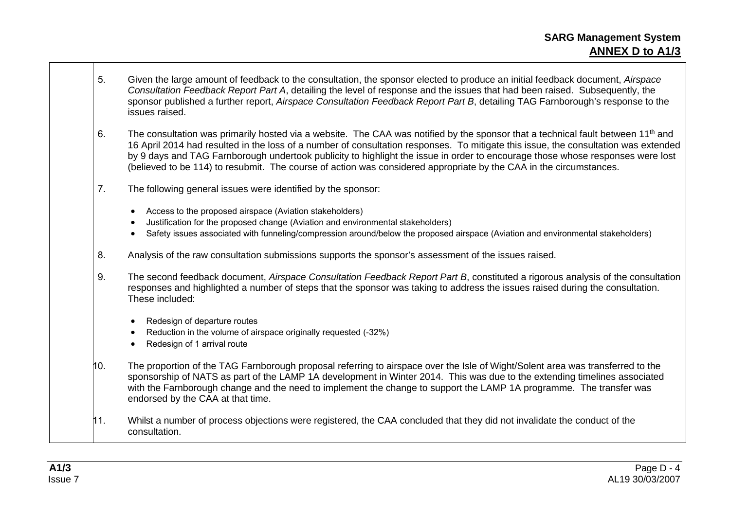5. Given the large amount of feedback to the consultation, the sponsor elected to produce an initial feedback document, *Airspace Consultation Feedback Report Part A*, detailing the level of response and the issues that had been raised. Subsequently, the sponsor published a further report, *Airspace Consultation Feedback Report Part B*, detailing TAG Farnborough's response to the issues raised.

6. The consultation was primarily hosted via a website. The CAA was notified by the sponsor that a technical fault between 11th and 16 April 2014 had resulted in the loss of a number of consultation responses. To mitigate this issue, the consultation was extended by 9 days and TAG Farnborough undertook publicity to highlight the issue in order to encourage those whose responses were lost (believed to be 114) to resubmit. The course of action was considered appropriate by the CAA in the circumstances.

7. The following general issues were identified by the sponsor:

   - Access to the proposed airspace (Aviation stakeholders)
   - Justification for the proposed change (Aviation and environmental stakeholders)
   - Safety issues associated with funneling/compression around/below the proposed airspace (Aviation and environmental stakeholders)

8. Analysis of the raw consultation submissions supports the sponsor's assessment of the issues raised.

9. The second feedback document, *Airspace Consultation Feedback Report Part B*, constituted a rigorous analysis of the consultation responses and highlighted a number of steps that the sponsor was taking to address the issues raised during the consultation. These included:

   - Redesign of departure routes
   - Reduction in the volume of airspace originally requested (-32%)
   - Redesign of 1 arrival route

10. The proportion of the TAG Farnborough proposal referring to airspace over the Isle of Wight/Solent area was transferred to the sponsorship of NATS as part of the LAMP 1A development in Winter 2014. This was due to the extending timelines associated with the Farnborough change and the need to implement the change to support the LAMP 1A programme. The transfer was endorsed by the CAA at that time.

11. Whilst a number of process objections were registered, the CAA concluded that they did not invalidate the conduct of the consultation.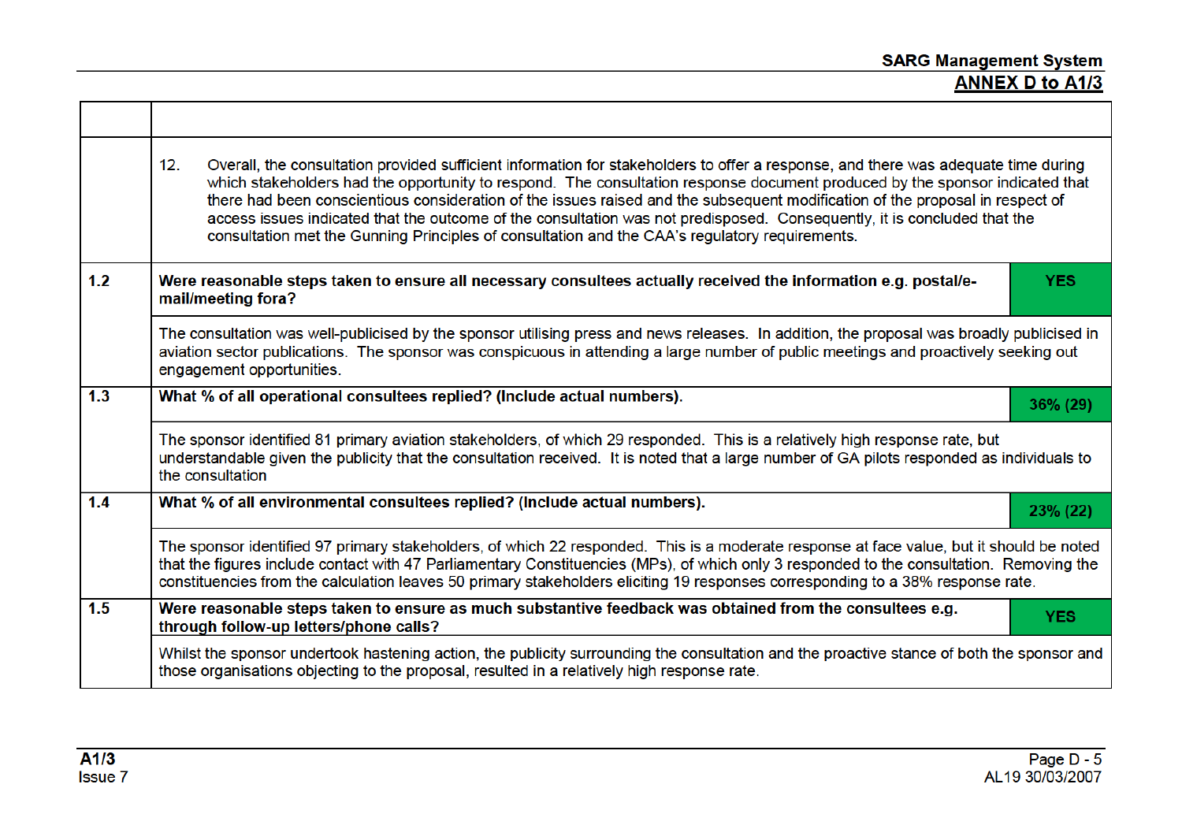| | | |
|---|---|---|
| | 12. Overall, the consultation provided sufficient information for stakeholders to offer a response, and there was adequate time during which stakeholders had the opportunity to respond. The consultation response document produced by the sponsor indicated that there had been conscientious consideration of the issues raised and the subsequent modification of the proposal in respect of access issues indicated that the outcome of the consultation was not predisposed. Consequently, it is concluded that the consultation met the Gunning Principles of consultation and the CAA's regulatory requirements. | |
| **1.2** | **Were reasonable steps taken to ensure all necessary consultees actually received the information e.g. postal/e-mail/meeting fora?** | **YES** |
| | The consultation was well-publicised by the sponsor utilising press and news releases. In addition, the proposal was broadly publicised in aviation sector publications. The sponsor was conspicuous in attending a large number of public meetings and proactively seeking out engagement opportunities. | |
| **1.3** | **What % of all operational consultees replied? (Include actual numbers).** | **36% (29)** |
| | The sponsor identified 81 primary aviation stakeholders, of which 29 responded. This is a relatively high response rate, but understandable given the publicity that the consultation received. It is noted that a large number of GA pilots responded as individuals to the consultation | |
| **1.4** | **What % of all environmental consultees replied? (Include actual numbers).** | **23% (22)** |
| | The sponsor identified 97 primary stakeholders, of which 22 responded. This is a moderate response at face value, but it should be noted that the figures include contact with 47 Parliamentary Constituencies (MPs), of which only 3 responded to the consultation. Removing the constituencies from the calculation leaves 50 primary stakeholders eliciting 19 responses corresponding to a 38% response rate. | |
| **1.5** | **Were reasonable steps taken to ensure as much substantive feedback was obtained from the consultees e.g. through follow-up letters/phone calls?** | **YES** |
| | Whilst the sponsor undertook hastening action, the publicity surrounding the consultation and the proactive stance of both the sponsor and those organisations objecting to the proposal, resulted in a relatively high response rate. | |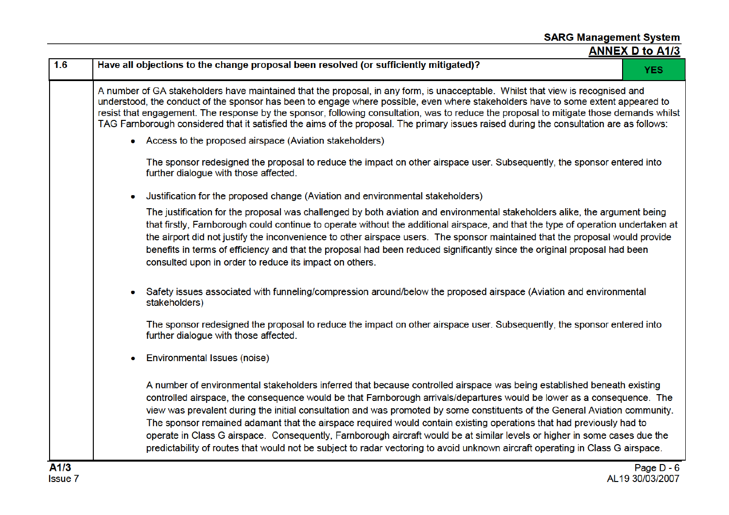| 1.6 | Have all objections to the change proposal been resolved (or sufficiently mitigated)? | YES |
|---|---|---|

A number of GA stakeholders have maintained that the proposal, in any form, is unacceptable. Whilst that view is recognised and understood, the conduct of the sponsor has been to engage where possible, even where stakeholders have to some extent appeared to resist that engagement. The response by the sponsor, following consultation, was to reduce the proposal to mitigate those demands whilst TAG Farnborough considered that it satisfied the aims of the proposal. The primary issues raised during the consultation are as follows:

- Access to the proposed airspace (Aviation stakeholders)

  The sponsor redesigned the proposal to reduce the impact on other airspace user. Subsequently, the sponsor entered into further dialogue with those affected.

- Justification for the proposed change (Aviation and environmental stakeholders)

  The justification for the proposal was challenged by both aviation and environmental stakeholders alike, the argument being that firstly, Farnborough could continue to operate without the additional airspace, and that the type of operation undertaken at the airport did not justify the inconvenience to other airspace users. The sponsor maintained that the proposal would provide benefits in terms of efficiency and that the proposal had been reduced significantly since the original proposal had been consulted upon in order to reduce its impact on others.

- Safety issues associated with funneling/compression around/below the proposed airspace (Aviation and environmental stakeholders)

  The sponsor redesigned the proposal to reduce the impact on other airspace user. Subsequently, the sponsor entered into further dialogue with those affected.

- Environmental Issues (noise)

  A number of environmental stakeholders inferred that because controlled airspace was being established beneath existing controlled airspace, the consequence would be that Farnborough arrivals/departures would be lower as a consequence. The view was prevalent during the initial consultation and was promoted by some constituents of the General Aviation community. The sponsor remained adamant that the airspace required would contain existing operations that had previously had to operate in Class G airspace. Consequently, Farnborough aircraft would be at similar levels or higher in some cases due the predictability of routes that would not be subject to radar vectoring to avoid unknown aircraft operating in Class G airspace.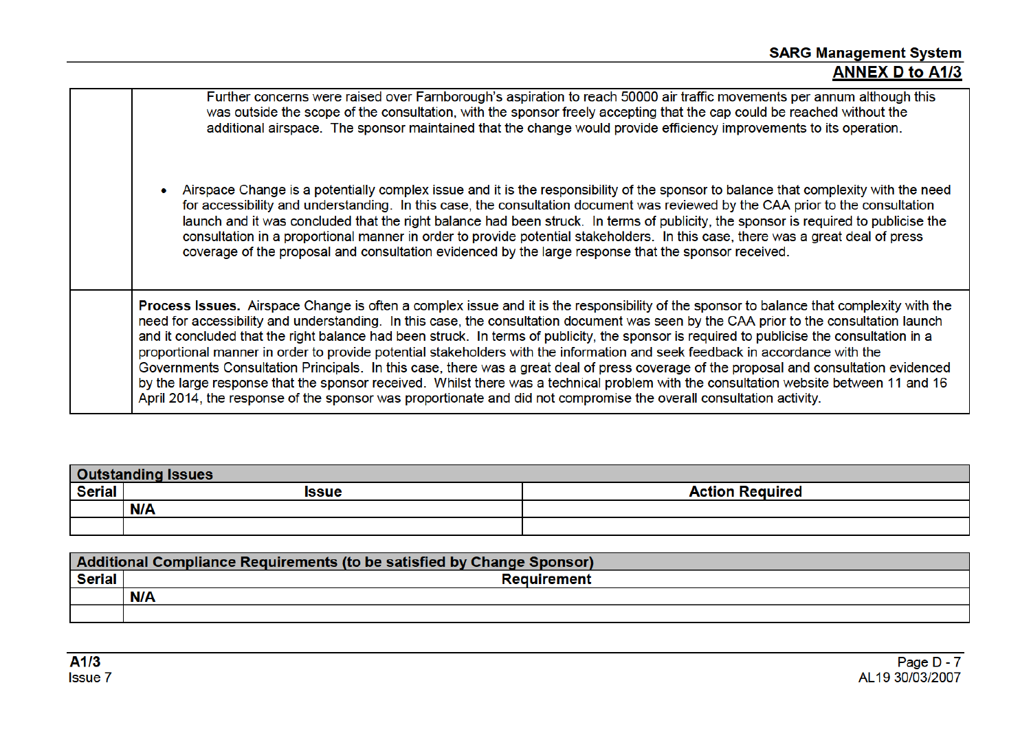| | |
|---|---|
| | Further concerns were raised over Farnborough's aspiration to reach 50000 air traffic movements per annum although this was outside the scope of the consultation, with the sponsor freely accepting that the cap could be reached without the additional airspace. The sponsor maintained that the change would provide efficiency improvements to its operation.<br><br>• Airspace Change is a potentially complex issue and it is the responsibility of the sponsor to balance that complexity with the need for accessibility and understanding. In this case, the consultation document was reviewed by the CAA prior to the consultation launch and it was concluded that the right balance had been struck. In terms of publicity, the sponsor is required to publicise the consultation in a proportional manner in order to provide potential stakeholders. In this case, there was a great deal of press coverage of the proposal and consultation evidenced by the large response that the sponsor received. |
| | **Process Issues.** Airspace Change is often a complex issue and it is the responsibility of the sponsor to balance that complexity with the need for accessibility and understanding. In this case, the consultation document was seen by the CAA prior to the consultation launch and it concluded that the right balance had been struck. In terms of publicity, the sponsor is required to publicise the consultation in a proportional manner in order to provide potential stakeholders with the information and seek feedback in accordance with the Governments Consultation Principals. In this case, there was a great deal of press coverage of the proposal and consultation evidenced by the large response that the sponsor received. Whilst there was a technical problem with the consultation website between 11 and 16 April 2014, the response of the sponsor was proportionate and did not compromise the overall consultation activity. |

**Outstanding Issues**

| Serial | Issue | Action Required |
|---|---|---|
| | **N/A** | |
| | | |

**Additional Compliance Requirements (to be satisfied by Change Sponsor)**

| Serial | Requirement |
|---|---|
| | **N/A** |
| | |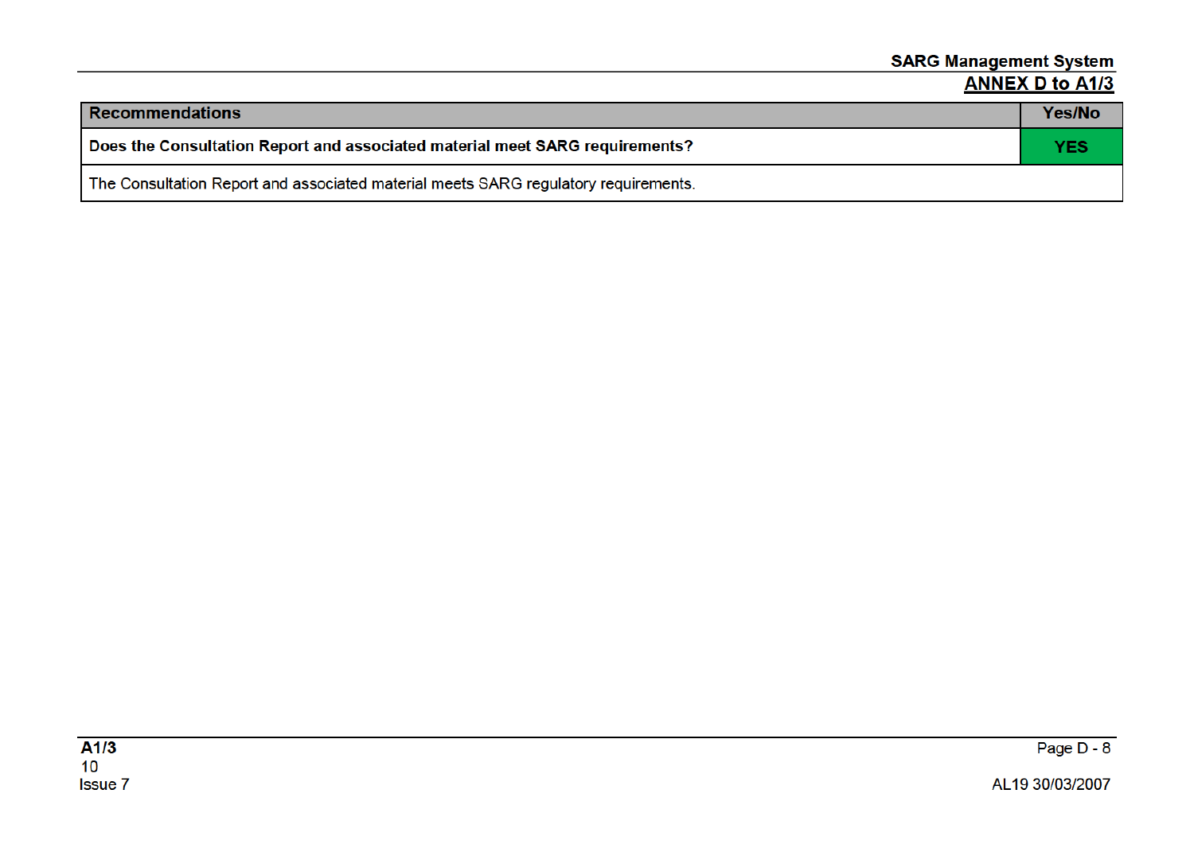| Recommendations | Yes/No |
| --- | --- |
| **Does the Consultation Report and associated material meet SARG requirements?** | **YES** |
| The Consultation Report and associated material meets SARG regulatory requirements. | |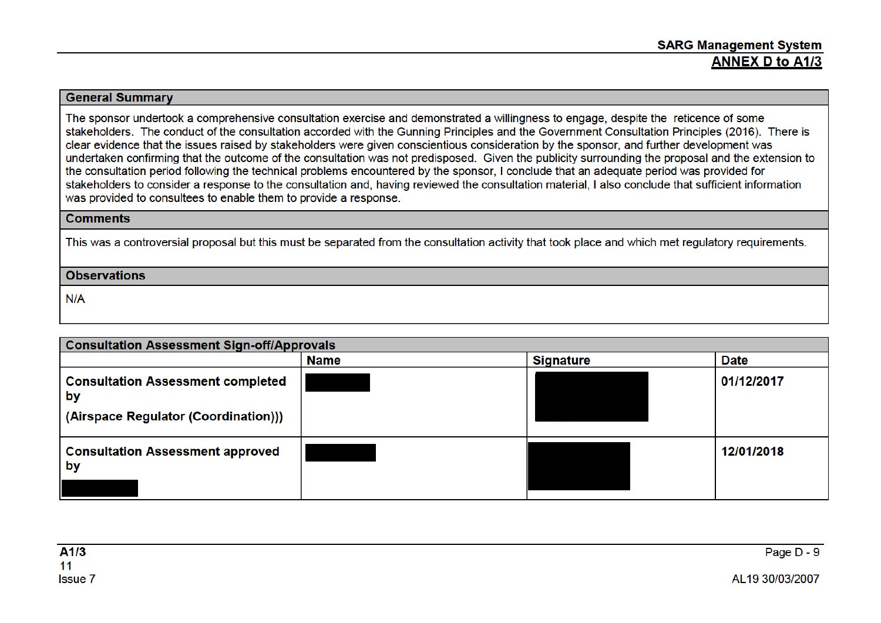## General Summary

The sponsor undertook a comprehensive consultation exercise and demonstrated a willingness to engage, despite the reticence of some stakeholders. The conduct of the consultation accorded with the Gunning Principles and the Government Consultation Principles (2016). There is clear evidence that the issues raised by stakeholders were given conscientious consideration by the sponsor, and further development was undertaken confirming that the outcome of the consultation was not predisposed. Given the publicity surrounding the proposal and the extension to the consultation period following the technical problems encountered by the sponsor, I conclude that an adequate period was provided for stakeholders to consider a response to the consultation and, having reviewed the consultation material, I also conclude that sufficient information was provided to consultees to enable them to provide a response.

## Comments

This was a controversial proposal but this must be separated from the consultation activity that took place and which met regulatory requirements.

## Observations

N/A

## Consultation Assessment Sign-off/Approvals

| | Name | Signature | Date |
|---|---|---|---|
| **Consultation Assessment completed by (Airspace Regulator (Coordination)))** | [REDACTED] | [REDACTED] | **01/12/2017** |
| **Consultation Assessment approved by** [REDACTED] | [REDACTED] | [REDACTED] | **12/01/2018** |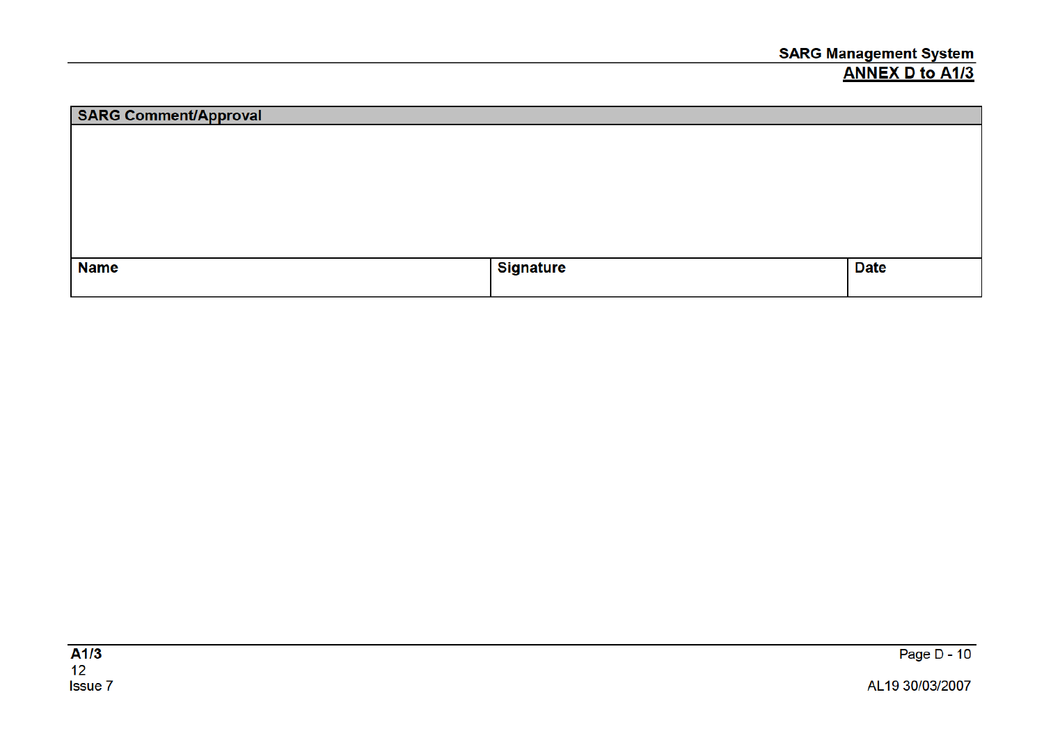| SARG Comment/Approval | | |
| --- | --- | --- |
| | | |
| Name | Signature | Date |